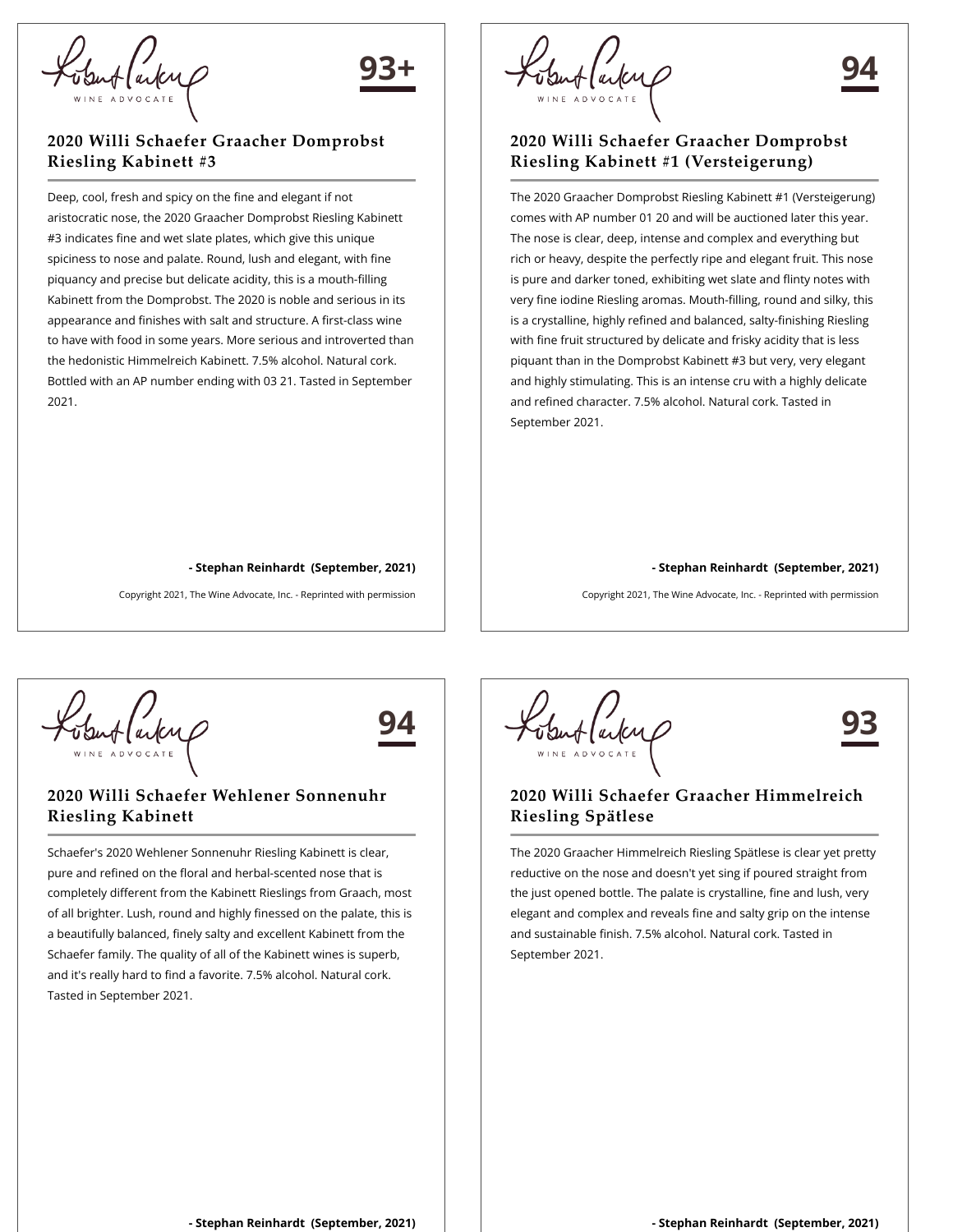**93+**

## 2020 Willi Schaefer Graacher Domprobst Riesling Kabinett #3

Deep, cool, fresh and spicy on the fine and elegant if not aristocratic nose, the 2020 Graacher Domprobst Riesling Kabinett #3 indicates fine and wet slate plates, which give this unique spiciness to nose and palate. Round, lush and elegant, with fine piquancy and precise but delicate acidity, this is a mouth-filling Kabinett from the Domprobst. The 2020 is noble and serious in its appearance and finishes with salt and structure. A first-class wine to have with food in some years. More serious and introverted than the hedonistic Himmelreich Kabinett. 7.5% alcohol. Natural cork. Bottled with an AP number ending with 03 21. Tasted in September 2021.

**- Stephan Reinhardt (September, 2021)**

Copyright 2021, The Wine Advocate, Inc. - Reprinted with permission

**94**

## 2020 Willi Schaefer Graacher Domprobst Riesling Kabinett #1 (Versteigerung)

The 2020 Graacher Domprobst Riesling Kabinett #1 (Versteigerung) comes with AP number 01 20 and will be auctioned later this year. The nose is clear, deep, intense and complex and everything but rich or heavy, despite the perfectly ripe and elegant fruit. This nose is pure and darker toned, exhibiting wet slate and flinty notes with very fine iodine Riesling aromas. Mouth-filling, round and silky, this is a crystalline, highly refined and balanced, salty-finishing Riesling with fine fruit structured by delicate and frisky acidity that is less piquant than in the Domprobst Kabinett #3 but very, very elegant and highly stimulating. This is an intense cru with a highly delicate and refined character. 7.5% alcohol. Natural cork. Tasted in September 2021.

**- Stephan Reinhardt (September, 2021)**

Copyright 2021, The Wine Advocate, Inc. - Reprinted with permission

**94**

## 2020 Willi Schaefer Wehlener Sonnenuhr Riesling Kabinett

Schaefer's 2020 Wehlener Sonnenuhr Riesling Kabinett is clear, pure and refined on the floral and herbal-scented nose that is completely different from the Kabinett Rieslings from Graach, most of all brighter. Lush, round and highly finessed on the palate, this is a beautifully balanced, finely salty and excellent Kabinett from the Schaefer family. The quality of all of the Kabinett wines is superb, and it's really hard to find a favorite. 7.5% alcohol. Natural cork. Tasted in September 2021.

**- Stephan Reinhardt (September, 2021)**

**93**

## 2020 Willi Schaefer Graacher Himmelreich Riesling Spätlese

The 2020 Graacher Himmelreich Riesling Spätlese is clear yet pretty reductive on the nose and doesn't yet sing if poured straight from the just opened bottle. The palate is crystalline, fine and lush, very elegant and complex and reveals fine and salty grip on the intense and sustainable finish. 7.5% alcohol. Natural cork. Tasted in September 2021.

**- Stephan Reinhardt (September, 2021)**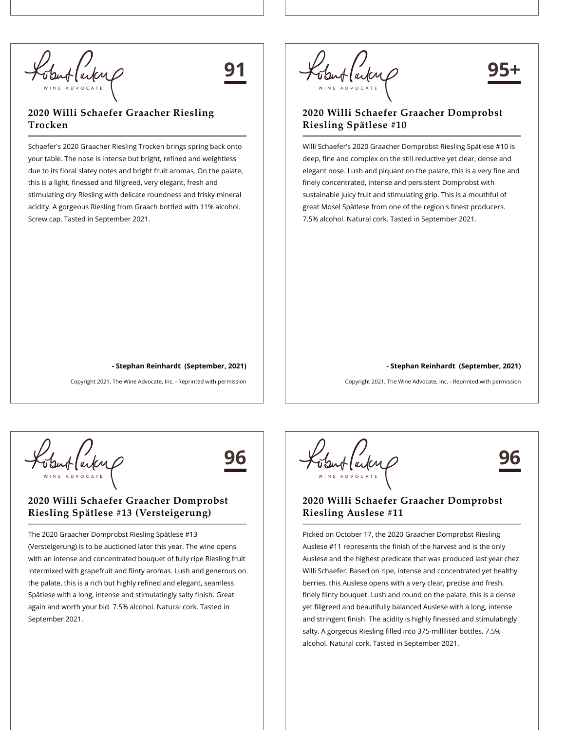Robert Parker WINE ADVOCATE

**91**

### 2020 Willi Schaefer Graacher Riesling Trocken

Schaefer's 2020 Graacher Riesling Trocken brings spring back onto your table. The nose is intense but bright, refined and weightless due to its floral slatey notes and bright fruit aromas. On the palate, this is a light, finessed and filigreed, very elegant, fresh and stimulating dry Riesling with delicate roundness and frisky mineral acidity. A gorgeous Riesling from Graach bottled with 11% alcohol. Screw cap. Tasted in September 2021.

**- Stephan Reinhardt (September, 2021)**

Copyright 2021, The Wine Advocate, Inc. - Reprinted with permission

Robert Parker WINE ADVOCATE

**95+**

### 2020 Willi Schaefer Graacher Domprobst Riesling Spätlese #10

Willi Schaefer's 2020 Graacher Domprobst Riesling Spätlese #10 is deep, fine and complex on the still reductive yet clear, dense and elegant nose. Lush and piquant on the palate, this is a very fine and finely concentrated, intense and persistent Domprobst with sustainable juicy fruit and stimulating grip. This is a mouthful of great Mosel Spätlese from one of the region's finest producers. 7.5% alcohol. Natural cork. Tasted in September 2021.

**- Stephan Reinhardt (September, 2021)**

Copyright 2021, The Wine Advocate, Inc. - Reprinted with permission

Robert Parker WINE ADVOCATE

**96**

### 2020 Willi Schaefer Graacher Domprobst Riesling Spätlese #13 (Versteigerung)

The 2020 Graacher Domprobst Riesling Spätlese #13 (Versteigerung) is to be auctioned later this year. The wine opens with an intense and concentrated bouquet of fully ripe Riesling fruit intermixed with grapefruit and flinty aromas. Lush and generous on the palate, this is a rich but highly refined and elegant, seamless Spätlese with a long, intense and stimulatingly salty finish. Great again and worth your bid. 7.5% alcohol. Natural cork. Tasted in September 2021.

Robert Parker WINE ADVOCATE

**96**

### 2020 Willi Schaefer Graacher Domprobst Riesling Auslese #11

Picked on October 17, the 2020 Graacher Domprobst Riesling Auslese #11 represents the finish of the harvest and is the only Auslese and the highest predicate that was produced last year chez Willi Schaefer. Based on ripe, intense and concentrated yet healthy berries, this Auslese opens with a very clear, precise and fresh, finely flinty bouquet. Lush and round on the palate, this is a dense yet filigreed and beautifully balanced Auslese with a long, intense and stringent finish. The acidity is highly finessed and stimulatingly salty. A gorgeous Riesling filled into 375-milliliter bottles. 7.5% alcohol. Natural cork. Tasted in September 2021.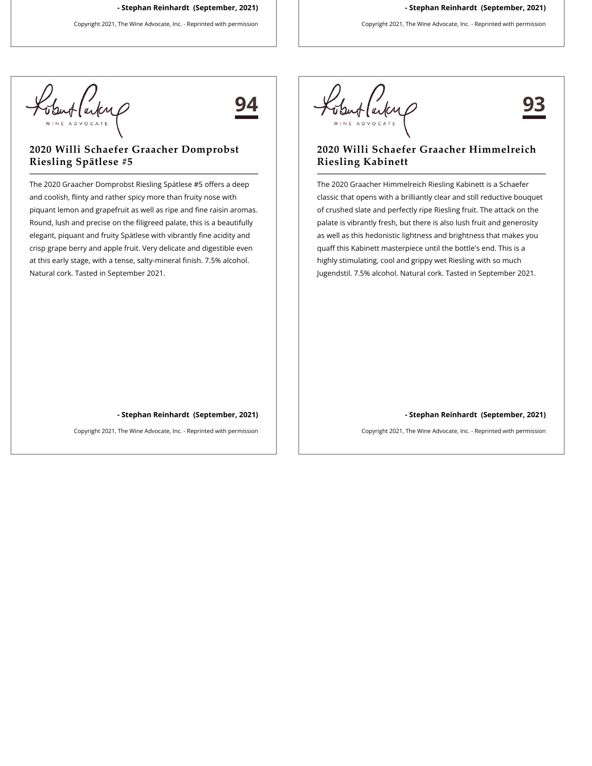- Stephan Reinhardt (September, 2021)

Copyright 2021, The Wine Advocate, Inc. - Reprinted with permission

- Stephan Reinhardt (September, 2021)

Copyright 2021, The Wine Advocate, Inc. - Reprinted with permission

Robert Parker WINE ADVOCATE

**94**

## 2020 Willi Schaefer Graacher Domprobst Riesling Spätlese #5

The 2020 Graacher Domprobst Riesling Spätlese #5 offers a deep and coolish, flinty and rather spicy more than fruity nose with piquant lemon and grapefruit as well as ripe and fine raisin aromas. Round, lush and precise on the filigreed palate, this is a beautifully elegant, piquant and fruity Spätlese with vibrantly fine acidity and crisp grape berry and apple fruit. Very delicate and digestible even at this early stage, with a tense, salty-mineral finish. 7.5% alcohol. Natural cork. Tasted in September 2021.

**- Stephan Reinhardt (September, 2021)**

Copyright 2021, The Wine Advocate, Inc. - Reprinted with permission

Robert Parker WINE ADVOCATE

**93**

## 2020 Willi Schaefer Graacher Himmelreich Riesling Kabinett

The 2020 Graacher Himmelreich Riesling Kabinett is a Schaefer classic that opens with a brilliantly clear and still reductive bouquet of crushed slate and perfectly ripe Riesling fruit. The attack on the palate is vibrantly fresh, but there is also lush fruit and generosity as well as this hedonistic lightness and brightness that makes you quaff this Kabinett masterpiece until the bottle's end. This is a highly stimulating, cool and grippy wet Riesling with so much Jugendstil. 7.5% alcohol. Natural cork. Tasted in September 2021.

**- Stephan Reinhardt (September, 2021)**

Copyright 2021, The Wine Advocate, Inc. - Reprinted with permission